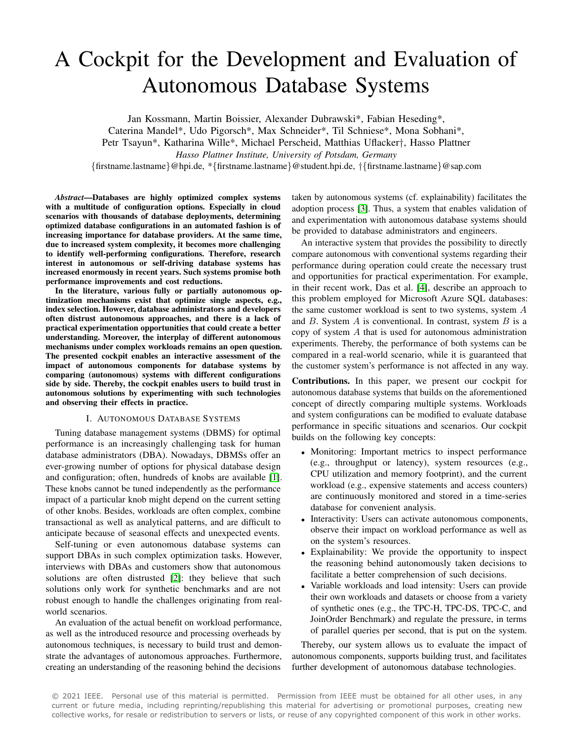# A Cockpit for the Development and Evaluation of Autonomous Database Systems

Jan Kossmann, Martin Boissier, Alexander Dubrawski*, Fabian Heseding*,
Caterina Mandel*, Udo Pigorsch*, Max Schneider*, Til Schniese*, Mona Sobhani*,
Petr Tsayun*, Katharina Wille*, Michael Perscheid, Matthias Uflacker†, Hasso Plattner

*Hasso Plattner Institute, University of Potsdam, Germany*

{firstname.lastname}@hpi.de, *{firstname.lastname}@student.hpi.de, †{firstname.lastname}@sap.com

***Abstract*—Databases are highly optimized complex systems with a multitude of configuration options. Especially in cloud scenarios with thousands of database deployments, determining optimized database configurations in an automated fashion is of increasing importance for database providers. At the same time, due to increased system complexity, it becomes more challenging to identify well-performing configurations. Therefore, research interest in autonomous or self-driving database systems has increased enormously in recent years. Such systems promise both performance improvements and cost reductions.**

**In the literature, various fully or partially autonomous optimization mechanisms exist that optimize single aspects, e.g., index selection. However, database administrators and developers often distrust autonomous approaches, and there is a lack of practical experimentation opportunities that could create a better understanding. Moreover, the interplay of different autonomous mechanisms under complex workloads remains an open question. The presented cockpit enables an interactive assessment of the impact of autonomous components for database systems by comparing (autonomous) systems with different configurations side by side. Thereby, the cockpit enables users to build trust in autonomous solutions by experimenting with such technologies and observing their effects in practice.**

## I. Autonomous Database Systems

Tuning database management systems (DBMS) for optimal performance is an increasingly challenging task for human database administrators (DBA). Nowadays, DBMSs offer an ever-growing number of options for physical database design and configuration; often, hundreds of knobs are available [1]. These knobs cannot be tuned independently as the performance impact of a particular knob might depend on the current setting of other knobs. Besides, workloads are often complex, combine transactional as well as analytical patterns, and are difficult to anticipate because of seasonal effects and unexpected events.

Self-tuning or even autonomous database systems can support DBAs in such complex optimization tasks. However, interviews with DBAs and customers show that autonomous solutions are often distrusted [2]: they believe that such solutions only work for synthetic benchmarks and are not robust enough to handle the challenges originating from real-world scenarios.

An evaluation of the actual benefit on workload performance, as well as the introduced resource and processing overheads by autonomous techniques, is necessary to build trust and demonstrate the advantages of autonomous approaches. Furthermore, creating an understanding of the reasoning behind the decisions taken by autonomous systems (cf. explainability) facilitates the adoption process [3]. Thus, a system that enables validation of and experimentation with autonomous database systems should be provided to database administrators and engineers.

An interactive system that provides the possibility to directly compare autonomous with conventional systems regarding their performance during operation could create the necessary trust and opportunities for practical experimentation. For example, in their recent work, Das et al. [4], describe an approach to this problem employed for Microsoft Azure SQL databases: the same customer workload is sent to two systems, system $A$ and $B$. System $A$ is conventional. In contrast, system $B$ is a copy of system $A$ that is used for autonomous administration experiments. Thereby, the performance of both systems can be compared in a real-world scenario, while it is guaranteed that the customer system's performance is not affected in any way.

**Contributions.** In this paper, we present our cockpit for autonomous database systems that builds on the aforementioned concept of directly comparing multiple systems. Workloads and system configurations can be modified to evaluate database performance in specific situations and scenarios. Our cockpit builds on the following key concepts:

- Monitoring: Important metrics to inspect performance (e.g., throughput or latency), system resources (e.g., CPU utilization and memory footprint), and the current workload (e.g., expensive statements and access counters) are continuously monitored and stored in a time-series database for convenient analysis.
- Interactivity: Users can activate autonomous components, observe their impact on workload performance as well as on the system's resources.
- Explainability: We provide the opportunity to inspect the reasoning behind autonomously taken decisions to facilitate a better comprehension of such decisions.
- Variable workloads and load intensity: Users can provide their own workloads and datasets or choose from a variety of synthetic ones (e.g., the TPC-H, TPC-DS, TPC-C, and JoinOrder Benchmark) and regulate the pressure, in terms of parallel queries per second, that is put on the system.

Thereby, our system allows us to evaluate the impact of autonomous components, supports building trust, and facilitates further development of autonomous database technologies.

© 2021 IEEE. Personal use of this material is permitted. Permission from IEEE must be obtained for all other uses, in any current or future media, including reprinting/republishing this material for advertising or promotional purposes, creating new collective works, for resale or redistribution to servers or lists, or reuse of any copyrighted component of this work in other works.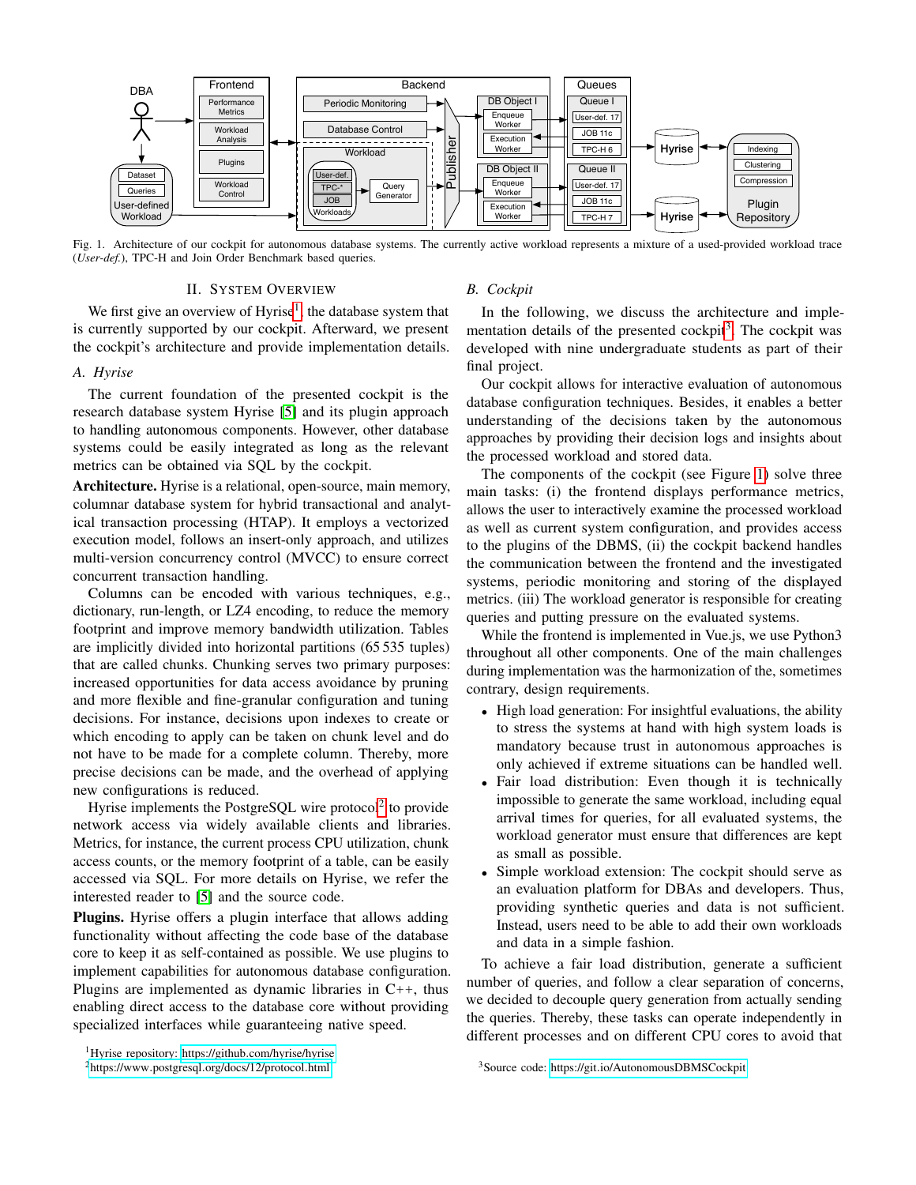Fig. 1. Architecture of our cockpit for autonomous database systems. The currently active workload represents a mixture of a used-provided workload trace (*User-def.*), TPC-H and Join Order Benchmark based queries.

## II. System Overview

We first give an overview of Hyrise[1], the database system that is currently supported by our cockpit. Afterward, we present the cockpit's architecture and provide implementation details.

### A. Hyrise

The current foundation of the presented cockpit is the research database system Hyrise [5] and its plugin approach to handling autonomous components. However, other database systems could be easily integrated as long as the relevant metrics can be obtained via SQL by the cockpit.

**Architecture.** Hyrise is a relational, open-source, main memory, columnar database system for hybrid transactional and analytical transaction processing (HTAP). It employs a vectorized execution model, follows an insert-only approach, and utilizes multi-version concurrency control (MVCC) to ensure correct concurrent transaction handling.

Columns can be encoded with various techniques, e.g., dictionary, run-length, or LZ4 encoding, to reduce the memory footprint and improve memory bandwidth utilization. Tables are implicitly divided into horizontal partitions (65 535 tuples) that are called chunks. Chunking serves two primary purposes: increased opportunities for data access avoidance by pruning and more flexible and fine-granular configuration and tuning decisions. For instance, decisions upon indexes to create or which encoding to apply can be taken on chunk level and do not have to be made for a complete column. Thereby, more precise decisions can be made, and the overhead of applying new configurations is reduced.

Hyrise implements the PostgreSQL wire protocol[2] to provide network access via widely available clients and libraries. Metrics, for instance, the current process CPU utilization, chunk access counts, or the memory footprint of a table, can be easily accessed via SQL. For more details on Hyrise, we refer the interested reader to [5] and the source code.

**Plugins.** Hyrise offers a plugin interface that allows adding functionality without affecting the code base of the database core to keep it as self-contained as possible. We use plugins to implement capabilities for autonomous database configuration. Plugins are implemented as dynamic libraries in C++, thus enabling direct access to the database core without providing specialized interfaces while guaranteeing native speed.

### B. Cockpit

In the following, we discuss the architecture and implementation details of the presented cockpit[3]. The cockpit was developed with nine undergraduate students as part of their final project.

Our cockpit allows for interactive evaluation of autonomous database configuration techniques. Besides, it enables a better understanding of the decisions taken by the autonomous approaches by providing their decision logs and insights about the processed workload and stored data.

The components of the cockpit (see Figure 1) solve three main tasks: (i) the frontend displays performance metrics, allows the user to interactively examine the processed workload as well as current system configuration, and provides access to the plugins of the DBMS, (ii) the cockpit backend handles the communication between the frontend and the investigated systems, periodic monitoring and storing of the displayed metrics. (iii) The workload generator is responsible for creating queries and putting pressure on the evaluated systems.

While the frontend is implemented in Vue.js, we use Python3 throughout all other components. One of the main challenges during implementation was the harmonization of the, sometimes contrary, design requirements.

- High load generation: For insightful evaluations, the ability to stress the systems at hand with high system loads is mandatory because trust in autonomous approaches is only achieved if extreme situations can be handled well.
- Fair load distribution: Even though it is technically impossible to generate the same workload, including equal arrival times for queries, for all evaluated systems, the workload generator must ensure that differences are kept as small as possible.
- Simple workload extension: The cockpit should serve as an evaluation platform for DBAs and developers. Thus, providing synthetic queries and data is not sufficient. Instead, users need to be able to add their own workloads and data in a simple fashion.

To achieve a fair load distribution, generate a sufficient number of queries, and follow a clear separation of concerns, we decided to decouple query generation from actually sending the queries. Thereby, these tasks can operate independently in different processes and on different CPU cores to avoid that

[1] Hyrise repository: https://github.com/hyrise/hyrise

[2] https://www.postgresql.org/docs/12/protocol.html

[3] Source code: https://git.io/AutonomousDBMSCockpit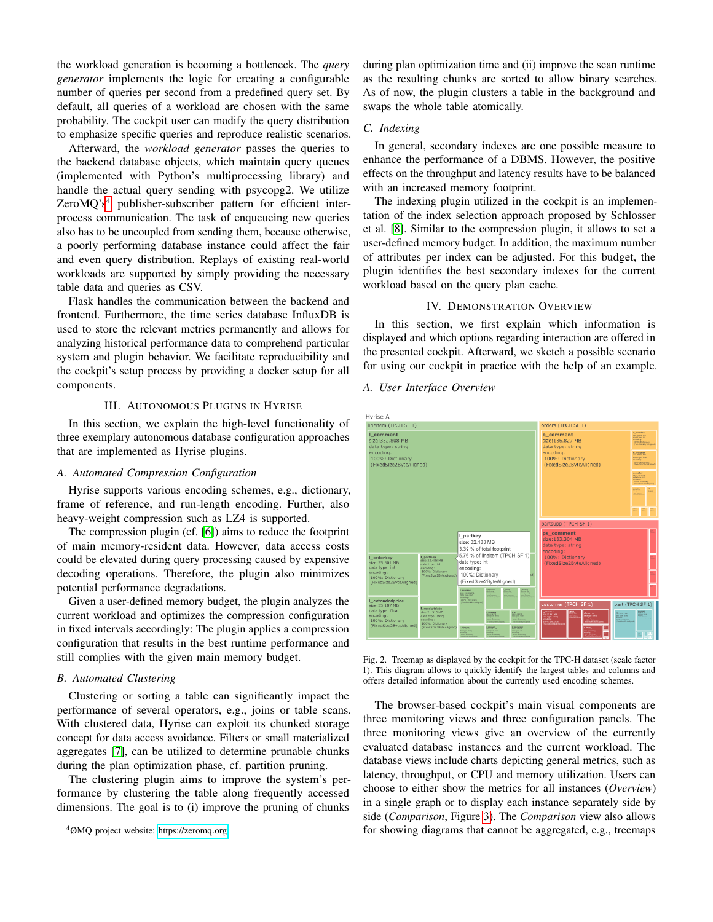the workload generation is becoming a bottleneck. The *query generator* implements the logic for creating a configurable number of queries per second from a predefined query set. By default, all queries of a workload are chosen with the same probability. The cockpit user can modify the query distribution to emphasize specific queries and reproduce realistic scenarios.

Afterward, the *workload generator* passes the queries to the backend database objects, which maintain query queues (implemented with Python's multiprocessing library) and handle the actual query sending with psycopg2. We utilize ZeroMQ's[4] publisher-subscriber pattern for efficient inter-process communication. The task of enqueueing new queries also has to be uncoupled from sending them, because otherwise, a poorly performing database instance could affect the fair and even query distribution. Replays of existing real-world workloads are supported by simply providing the necessary table data and queries as CSV.

Flask handles the communication between the backend and frontend. Furthermore, the time series database InfluxDB is used to store the relevant metrics permanently and allows for analyzing historical performance data to comprehend particular system and plugin behavior. We facilitate reproducibility and the cockpit's setup process by providing a docker setup for all components.

## III. Autonomous Plugins in Hyrise

In this section, we explain the high-level functionality of three exemplary autonomous database configuration approaches that are implemented as Hyrise plugins.

### A. Automated Compression Configuration

Hyrise supports various encoding schemes, e.g., dictionary, frame of reference, and run-length encoding. Further, also heavy-weight compression such as LZ4 is supported.

The compression plugin (cf. [6]) aims to reduce the footprint of main memory-resident data. However, data access costs could be elevated during query processing caused by expensive decoding operations. Therefore, the plugin also minimizes potential performance degradations.

Given a user-defined memory budget, the plugin analyzes the current workload and optimizes the compression configuration in fixed intervals accordingly: The plugin applies a compression configuration that results in the best runtime performance and still complies with the given main memory budget.

### B. Automated Clustering

Clustering or sorting a table can significantly impact the performance of several operators, e.g., joins or table scans. With clustered data, Hyrise can exploit its chunked storage concept for data access avoidance. Filters or small materialized aggregates [7], can be utilized to determine prunable chunks during the plan optimization phase, cf. partition pruning.

The clustering plugin aims to improve the system's performance by clustering the table along frequently accessed dimensions. The goal is to (i) improve the pruning of chunks during plan optimization time and (ii) improve the scan runtime as the resulting chunks are sorted to allow binary searches. As of now, the plugin clusters a table in the background and swaps the whole table atomically.

### C. Indexing

In general, secondary indexes are one possible measure to enhance the performance of a DBMS. However, the positive effects on the throughput and latency results have to be balanced with an increased memory footprint.

The indexing plugin utilized in the cockpit is an implementation of the index selection approach proposed by Schlosser et al. [8]. Similar to the compression plugin, it allows to set a user-defined memory budget. In addition, the maximum number of attributes per index can be adjusted. For this budget, the plugin identifies the best secondary indexes for the current workload based on the query plan cache.

## IV. Demonstration Overview

In this section, we first explain which information is displayed and which options regarding interaction are offered in the presented cockpit. Afterward, we sketch a possible scenario for using our cockpit in practice with the help of an example.

### A. User Interface Overview

Fig. 2. Treemap as displayed by the cockpit for the TPC-H dataset (scale factor 1). This diagram allows to quickly identify the largest tables and columns and offers detailed information about the currently used encoding schemes.

The browser-based cockpit's main visual components are three monitoring views and three configuration panels. The three monitoring views give an overview of the currently evaluated database instances and the current workload. The database views include charts depicting general metrics, such as latency, throughput, or CPU and memory utilization. Users can choose to either show the metrics for all instances (*Overview*) in a single graph or to display each instance separately side by side (*Comparison*, Figure 3). The *Comparison* view also allows for showing diagrams that cannot be aggregated, e.g., treemaps

[4] ØMQ project website: https://zeromq.org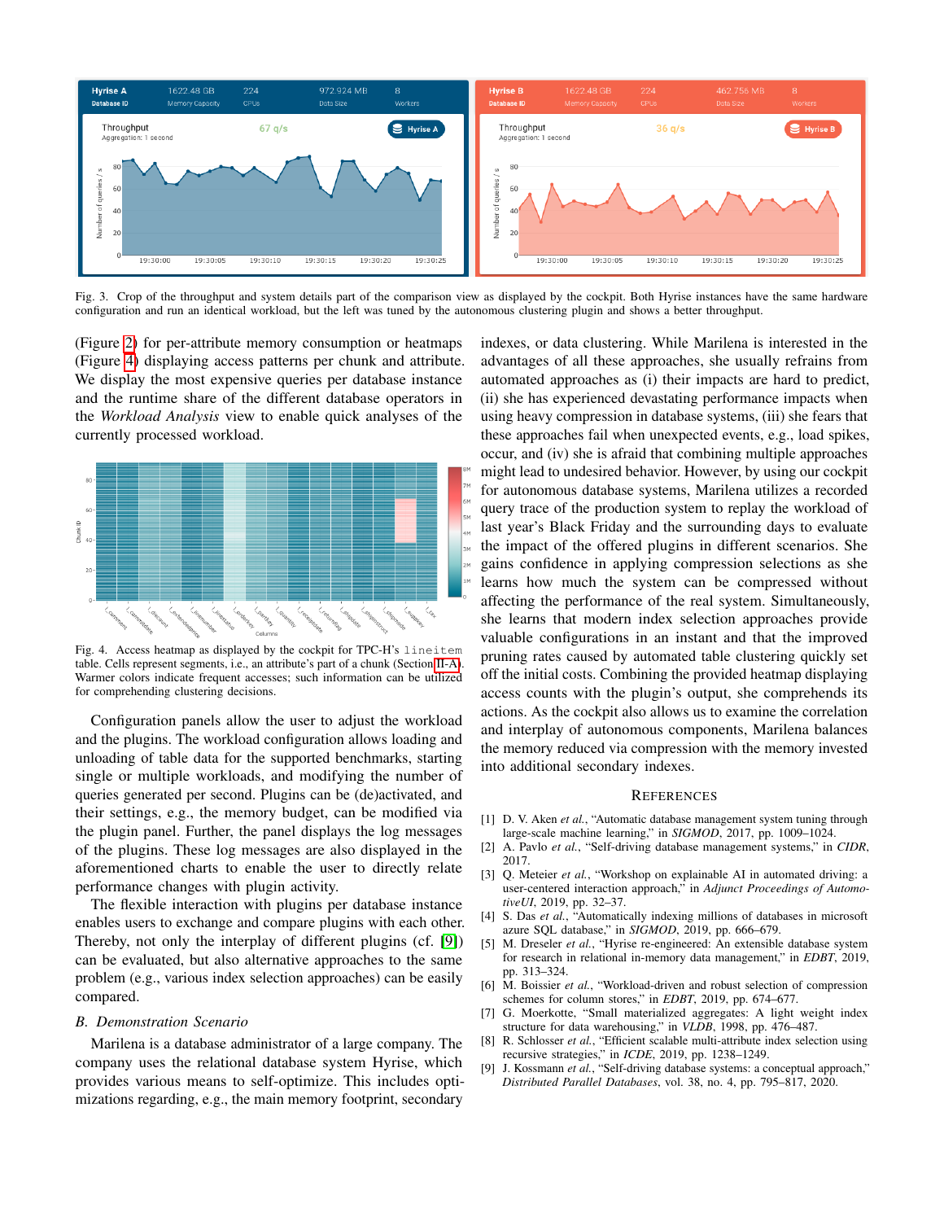Hyrise A
Database ID
1622.48 GB
Memory Capacity
224
CPUs
972.924 MB
Data Size
8
Workers

Throughput
Aggregation: 1 second
67 q/s
Hyrise A

Number of queries / s
0
20
40
60
80
19:30:00
19:30:05
19:30:10
19:30:15
19:30:20
19:30:25

Hyrise B
Database ID
1622.48 GB
Memory Capacity
224
CPUs
462.756 MB
Data Size
8
Workers

Throughput
Aggregation: 1 second
36 q/s
Hyrise B

Number of queries / s
0
20
40
60
80
19:30:00
19:30:05
19:30:10
19:30:15
19:30:20
19:30:25

Fig. 3. Crop of the throughput and system details part of the comparison view as displayed by the cockpit. Both Hyrise instances have the same hardware configuration and run an identical workload, but the left was tuned by the autonomous clustering plugin and shows a better throughput.

(Figure 2) for per-attribute memory consumption or heatmaps (Figure 4) displaying access patterns per chunk and attribute. We display the most expensive queries per database instance and the runtime share of the different database operators in the *Workload Analysis* view to enable quick analyses of the currently processed workload.

Chunk ID
0
20
40
60
80
l_comment
l_commitdate
l_discount
l_extendedprice
l_linenumber
l_linestatus
l_orderkey
l_partkey
l_quantity
l_receiptdate
l_returnflag
l_shipdate
l_shipinstruct
l_shipmode
l_suppkey
l_tax
Columns
0
1M
2M
3M
4M
5M
6M
7M
8M

Fig. 4. Access heatmap as displayed by the cockpit for TPC-H's `lineitem` table. Cells represent segments, i.e., an attribute's part of a chunk (Section II-A). Warmer colors indicate frequent accesses; such information can be utilized for comprehending clustering decisions.

Configuration panels allow the user to adjust the workload and the plugins. The workload configuration allows loading and unloading of table data for the supported benchmarks, starting single or multiple workloads, and modifying the number of queries generated per second. Plugins can be (de)activated, and their settings, e.g., the memory budget, can be modified via the plugin panel. Further, the panel displays the log messages of the plugins. These log messages are also displayed in the aforementioned charts to enable the user to directly relate performance changes with plugin activity.

The flexible interaction with plugins per database instance enables users to exchange and compare plugins with each other. Thereby, not only the interplay of different plugins (cf. [9]) can be evaluated, but also alternative approaches to the same problem (e.g., various index selection approaches) can be easily compared.

### B. Demonstration Scenario

Marilena is a database administrator of a large company. The company uses the relational database system Hyrise, which provides various means to self-optimize. This includes optimizations regarding, e.g., the main memory footprint, secondary indexes, or data clustering. While Marilena is interested in the advantages of all these approaches, she usually refrains from automated approaches as (i) their impacts are hard to predict, (ii) she has experienced devastating performance impacts when using heavy compression in database systems, (iii) she fears that these approaches fail when unexpected events, e.g., load spikes, occur, and (iv) she is afraid that combining multiple approaches might lead to undesired behavior. However, by using our cockpit for autonomous database systems, Marilena utilizes a recorded query trace of the production system to replay the workload of last year's Black Friday and the surrounding days to evaluate the impact of the offered plugins in different scenarios. She gains confidence in applying compression selections as she learns how much the system can be compressed without affecting the performance of the real system. Simultaneously, she learns that modern index selection approaches provide valuable configurations in an instant and that the improved pruning rates caused by automated table clustering quickly set off the initial costs. Combining the provided heatmap displaying access counts with the plugin's output, she comprehends its actions. As the cockpit also allows us to examine the correlation and interplay of autonomous components, Marilena balances the memory reduced via compression with the memory invested into additional secondary indexes.

## References

[1] D. V. Aken *et al.*, "Automatic database management system tuning through large-scale machine learning," in *SIGMOD*, 2017, pp. 1009–1024.

[2] A. Pavlo *et al.*, "Self-driving database management systems," in *CIDR*, 2017.

[3] Q. Meteier *et al.*, "Workshop on explainable AI in automated driving: a user-centered interaction approach," in *Adjunct Proceedings of AutomotiveUI*, 2019, pp. 32–37.

[4] S. Das *et al.*, "Automatically indexing millions of databases in microsoft azure SQL database," in *SIGMOD*, 2019, pp. 666–679.

[5] M. Dreseler *et al.*, "Hyrise re-engineered: An extensible database system for research in relational in-memory data management," in *EDBT*, 2019, pp. 313–324.

[6] M. Boissier *et al.*, "Workload-driven and robust selection of compression schemes for column stores," in *EDBT*, 2019, pp. 674–677.

[7] G. Moerkotte, "Small materialized aggregates: A light weight index structure for data warehousing," in *VLDB*, 1998, pp. 476–487.

[8] R. Schlosser *et al.*, "Efficient scalable multi-attribute index selection using recursive strategies," in *ICDE*, 2019, pp. 1238–1249.

[9] J. Kossmann *et al.*, "Self-driving database systems: a conceptual approach," *Distributed Parallel Databases*, vol. 38, no. 4, pp. 795–817, 2020.